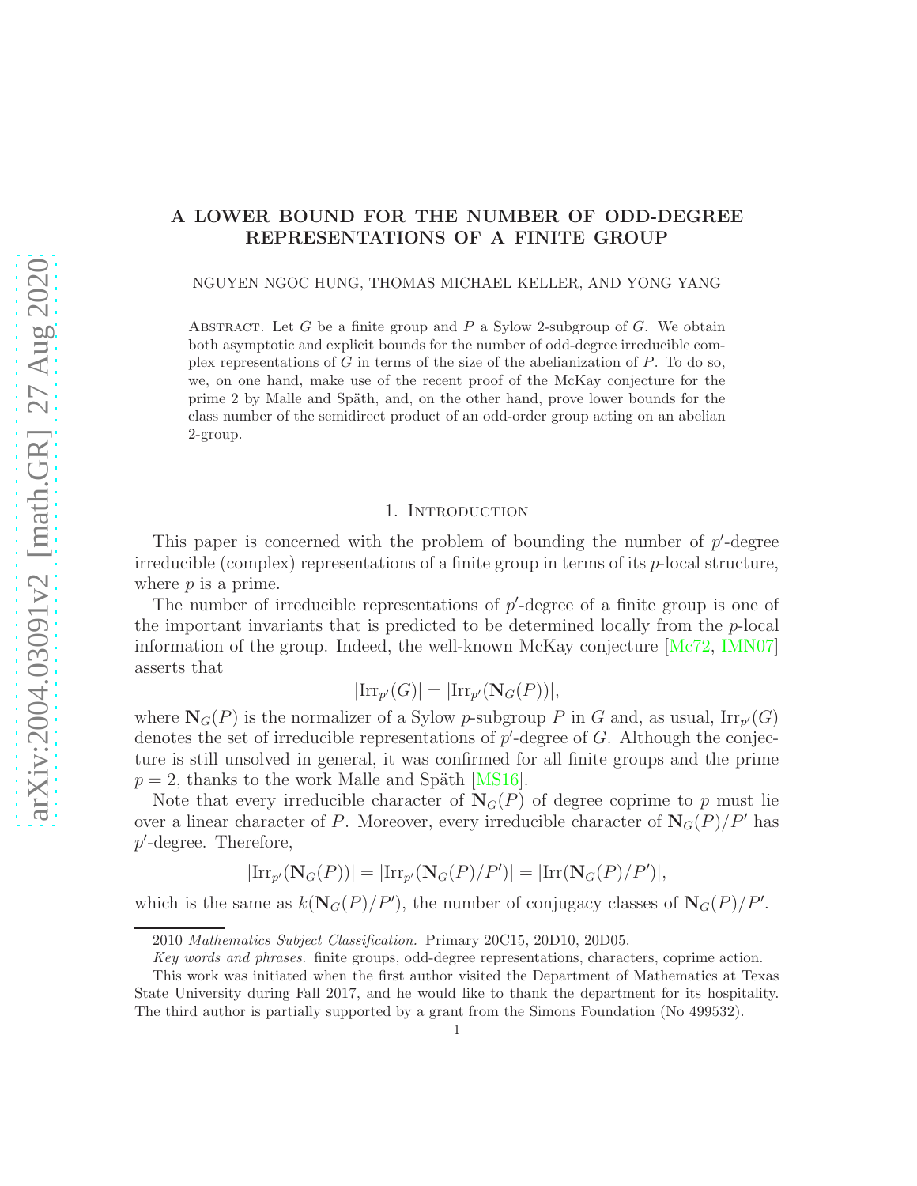# A LOWER BOUND FOR THE NUMBER OF ODD-DEGREE REPRESENTATIONS OF A FINITE GROUP

NGUYEN NGOC HUNG, THOMAS MICHAEL KELLER, AND YONG YANG

Abstract. Let $G$ be a finite group and $P$ a Sylow 2-subgroup of $G$. We obtain both asymptotic and explicit bounds for the number of odd-degree irreducible complex representations of $G$ in terms of the size of the abelianization of $P$. To do so, we, on one hand, make use of the recent proof of the McKay conjecture for the prime 2 by Malle and Späth, and, on the other hand, prove lower bounds for the class number of the semidirect product of an odd-order group acting on an abelian 2-group.

## 1. Introduction

This paper is concerned with the problem of bounding the number of $p'$-degree irreducible (complex) representations of a finite group in terms of its $p$-local structure, where $p$ is a prime.

The number of irreducible representations of $p'$-degree of a finite group is one of the important invariants that is predicted to be determined locally from the $p$-local information of the group. Indeed, the well-known McKay conjecture [Mc72, IMN07] asserts that

$$|\mathrm{Irr}_{p'}(G)| = |\mathrm{Irr}_{p'}(\mathbf{N}_G(P))|,$$

where $\mathbf{N}_G(P)$ is the normalizer of a Sylow $p$-subgroup $P$ in $G$ and, as usual, $\mathrm{Irr}_{p'}(G)$ denotes the set of irreducible representations of $p'$-degree of $G$. Although the conjecture is still unsolved in general, it was confirmed for all finite groups and the prime $p = 2$, thanks to the work Malle and Späth [MS16].

Note that every irreducible character of $\mathbf{N}_G(P)$ of degree coprime to $p$ must lie over a linear character of $P$. Moreover, every irreducible character of $\mathbf{N}_G(P)/P'$ has $p'$-degree. Therefore,

$$|\mathrm{Irr}_{p'}(\mathbf{N}_G(P))| = |\mathrm{Irr}_{p'}(\mathbf{N}_G(P)/P')| = |\mathrm{Irr}(\mathbf{N}_G(P)/P')|,$$

which is the same as $k(\mathbf{N}_G(P)/P')$, the number of conjugacy classes of $\mathbf{N}_G(P)/P'$.

2010 *Mathematics Subject Classification.* Primary 20C15, 20D10, 20D05.

*Key words and phrases.* finite groups, odd-degree representations, characters, coprime action.

This work was initiated when the first author visited the Department of Mathematics at Texas State University during Fall 2017, and he would like to thank the department for its hospitality. The third author is partially supported by a grant from the Simons Foundation (No 499532).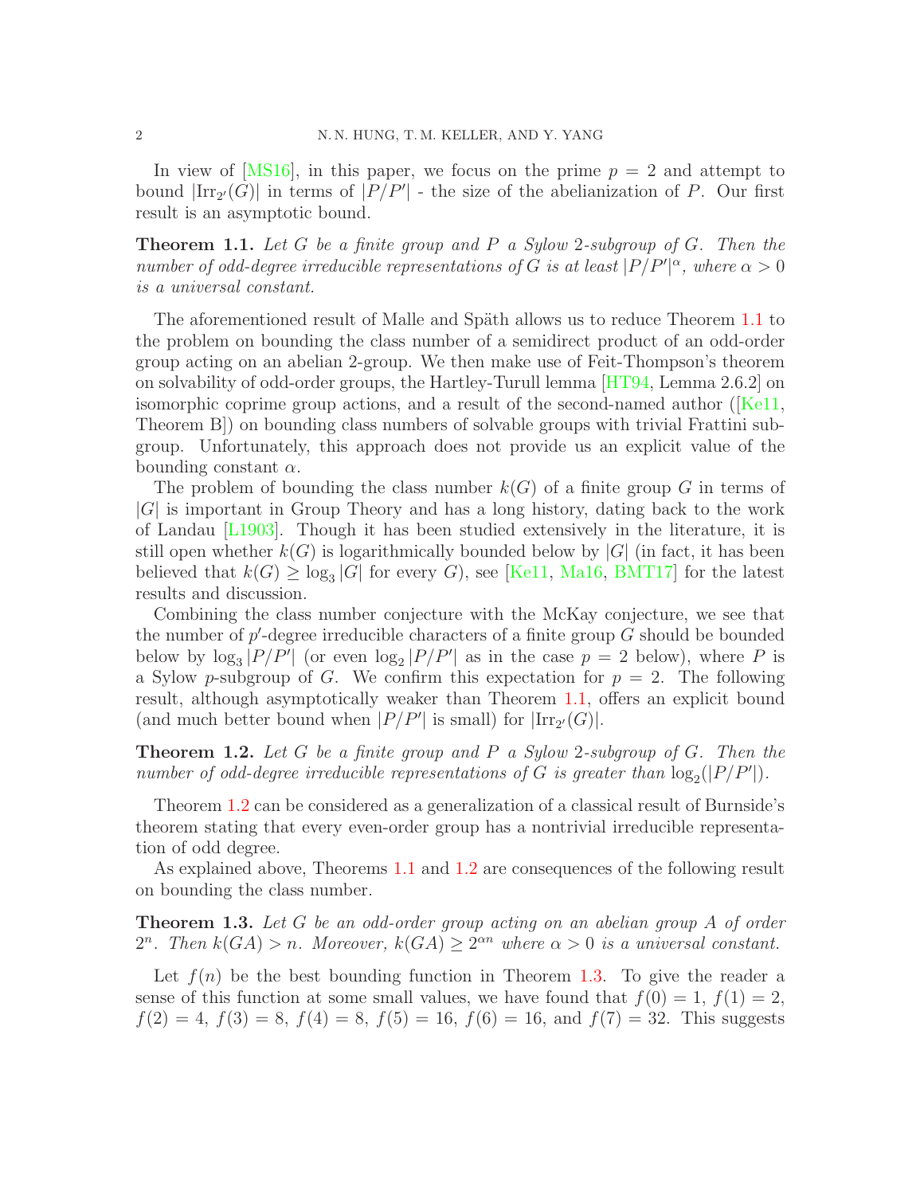In view of [MS16], in this paper, we focus on the prime $p = 2$ and attempt to bound $|\mathrm{Irr}_{2'}(G)|$ in terms of $|P/P'|$ - the size of the abelianization of $P$. Our first result is an asymptotic bound.

**Theorem 1.1.** *Let $G$ be a finite group and $P$ a Sylow 2-subgroup of $G$. Then the number of odd-degree irreducible representations of $G$ is at least $|P/P'|^{\alpha}$, where $\alpha > 0$ is a universal constant.*

The aforementioned result of Malle and Späth allows us to reduce Theorem 1.1 to the problem on bounding the class number of a semidirect product of an odd-order group acting on an abelian 2-group. We then make use of Feit-Thompson's theorem on solvability of odd-order groups, the Hartley-Turull lemma [HT94, Lemma 2.6.2] on isomorphic coprime group actions, and a result of the second-named author ([Ke11, Theorem B]) on bounding class numbers of solvable groups with trivial Frattini subgroup. Unfortunately, this approach does not provide us an explicit value of the bounding constant $\alpha$.

The problem of bounding the class number $k(G)$ of a finite group $G$ in terms of $|G|$ is important in Group Theory and has a long history, dating back to the work of Landau [L1903]. Though it has been studied extensively in the literature, it is still open whether $k(G)$ is logarithmically bounded below by $|G|$ (in fact, it has been believed that $k(G) \geq \log_3 |G|$ for every $G$), see [Ke11, Ma16, BMT17] for the latest results and discussion.

Combining the class number conjecture with the McKay conjecture, we see that the number of $p'$-degree irreducible characters of a finite group $G$ should be bounded below by $\log_3 |P/P'|$ (or even $\log_2 |P/P'|$ as in the case $p = 2$ below), where $P$ is a Sylow $p$-subgroup of $G$. We confirm this expectation for $p = 2$. The following result, although asymptotically weaker than Theorem 1.1, offers an explicit bound (and much better bound when $|P/P'|$ is small) for $|\mathrm{Irr}_{2'}(G)|$.

**Theorem 1.2.** *Let $G$ be a finite group and $P$ a Sylow 2-subgroup of $G$. Then the number of odd-degree irreducible representations of $G$ is greater than $\log_2(|P/P'|)$.*

Theorem 1.2 can be considered as a generalization of a classical result of Burnside's theorem stating that every even-order group has a nontrivial irreducible representation of odd degree.

As explained above, Theorems 1.1 and 1.2 are consequences of the following result on bounding the class number.

**Theorem 1.3.** *Let $G$ be an odd-order group acting on an abelian group $A$ of order $2^n$. Then $k(GA) > n$. Moreover, $k(GA) \geq 2^{\alpha n}$ where $\alpha > 0$ is a universal constant.*

Let $f(n)$ be the best bounding function in Theorem 1.3. To give the reader a sense of this function at some small values, we have found that $f(0) = 1$, $f(1) = 2$, $f(2) = 4$, $f(3) = 8$, $f(4) = 8$, $f(5) = 16$, $f(6) = 16$, and $f(7) = 32$. This suggests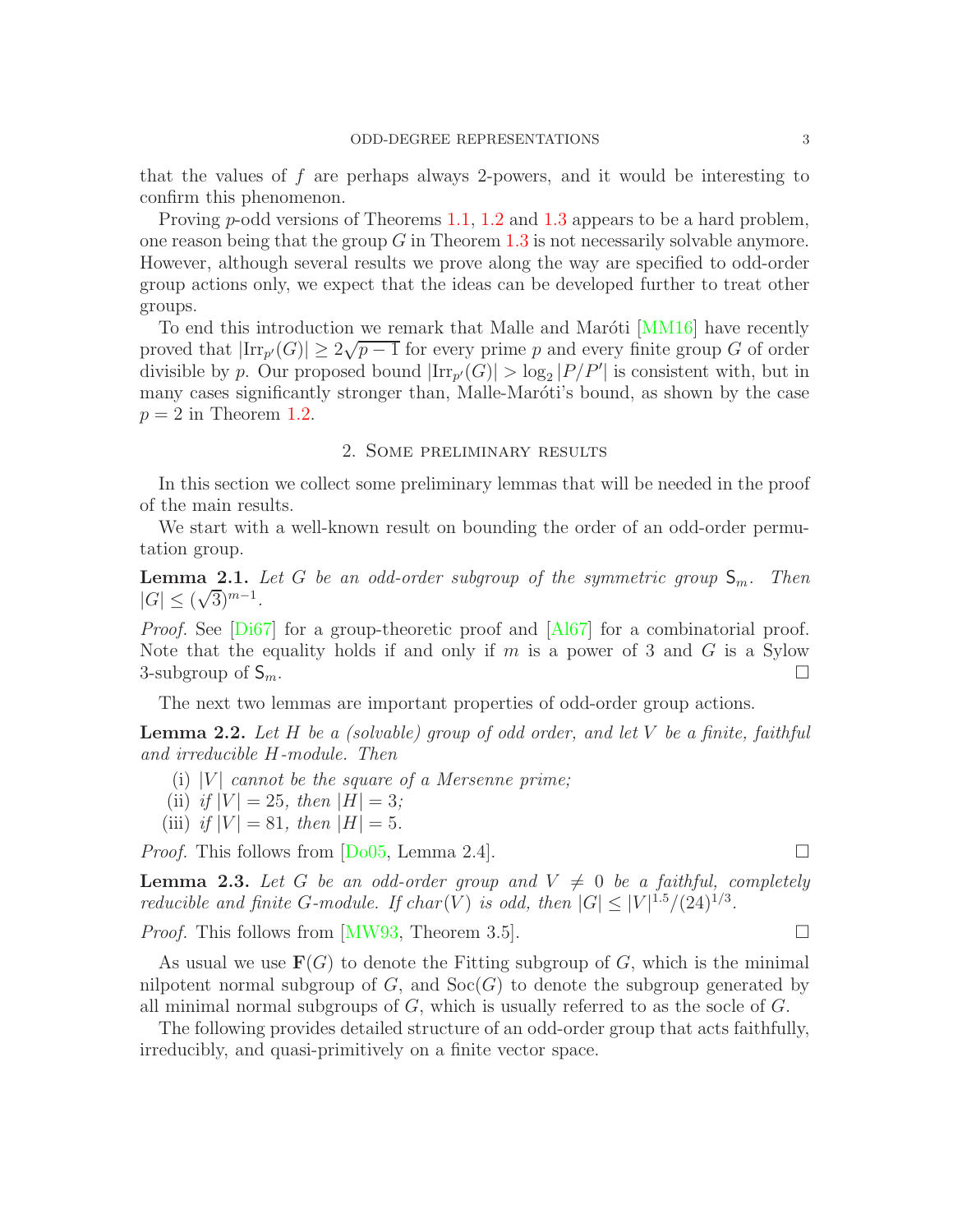that the values of $f$ are perhaps always 2-powers, and it would be interesting to confirm this phenomenon.

Proving $p$-odd versions of Theorems 1.1, 1.2 and 1.3 appears to be a hard problem, one reason being that the group $G$ in Theorem 1.3 is not necessarily solvable anymore. However, although several results we prove along the way are specified to odd-order group actions only, we expect that the ideas can be developed further to treat other groups.

To end this introduction we remark that Malle and Maróti [MM16] have recently proved that $|\mathrm{Irr}_{p'}(G)| \geq 2\sqrt{p-1}$ for every prime $p$ and every finite group $G$ of order divisible by $p$. Our proposed bound $|\mathrm{Irr}_{p'}(G)| > \log_2 |P/P'|$ is consistent with, but in many cases significantly stronger than, Malle-Maróti's bound, as shown by the case $p = 2$ in Theorem 1.2.

## 2. Some preliminary results

In this section we collect some preliminary lemmas that will be needed in the proof of the main results.

We start with a well-known result on bounding the order of an odd-order permutation group.

**Lemma 2.1.** *Let $G$ be an odd-order subgroup of the symmetric group $\mathsf{S}_m$. Then $|G| \leq (\sqrt{3})^{m-1}$.*

*Proof.* See [Di67] for a group-theoretic proof and [Al67] for a combinatorial proof. Note that the equality holds if and only if $m$ is a power of 3 and $G$ is a Sylow 3-subgroup of $\mathsf{S}_m$. □

The next two lemmas are important properties of odd-order group actions.

**Lemma 2.2.** *Let $H$ be a (solvable) group of odd order, and let $V$ be a finite, faithful and irreducible $H$-module. Then*

- (i) *$|V|$ cannot be the square of a Mersenne prime;*
- (ii) *if $|V| = 25$, then $|H| = 3$;*
- (iii) *if $|V| = 81$, then $|H| = 5$.*

*Proof.* This follows from [Do05, Lemma 2.4]. □

**Lemma 2.3.** *Let $G$ be an odd-order group and $V \neq 0$ be a faithful, completely reducible and finite $G$-module. If $char(V)$ is odd, then $|G| \leq |V|^{1.5}/(24)^{1/3}$.*

*Proof.* This follows from [MW93, Theorem 3.5]. □

As usual we use $\mathbf{F}(G)$ to denote the Fitting subgroup of $G$, which is the minimal nilpotent normal subgroup of $G$, and $\mathrm{Soc}(G)$ to denote the subgroup generated by all minimal normal subgroups of $G$, which is usually referred to as the socle of $G$.

The following provides detailed structure of an odd-order group that acts faithfully, irreducibly, and quasi-primitively on a finite vector space.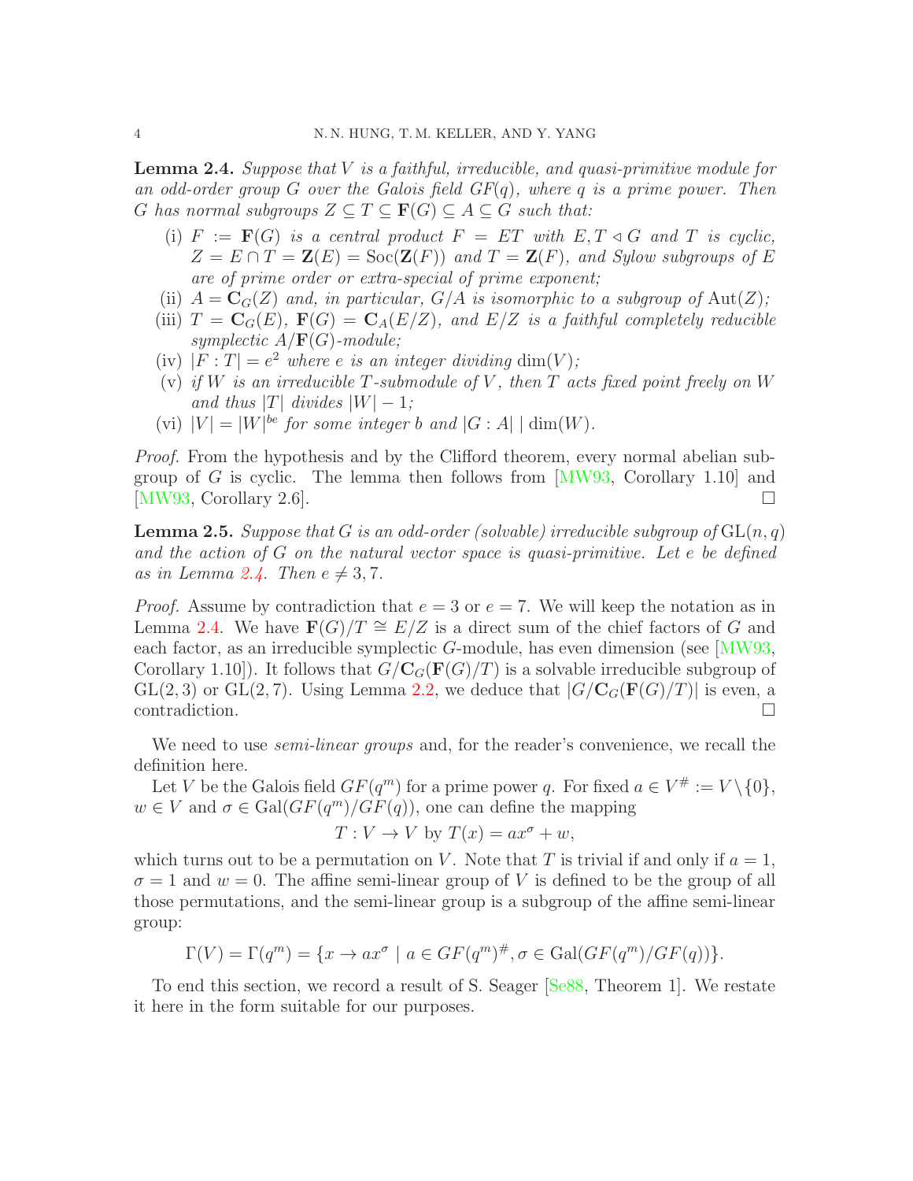**Lemma 2.4.** *Suppose that $V$ is a faithful, irreducible, and quasi-primitive module for an odd-order group $G$ over the Galois field $GF(q)$, where $q$ is a prime power. Then $G$ has normal subgroups $Z \subseteq T \subseteq \mathbf{F}(G) \subseteq A \subseteq G$ such that:*

- (i) *$F := \mathbf{F}(G)$ is a central product $F = ET$ with $E, T \lhd G$ and $T$ is cyclic, $Z = E \cap T = \mathbf{Z}(E) = \mathrm{Soc}(\mathbf{Z}(F))$ and $T = \mathbf{Z}(F)$, and Sylow subgroups of $E$ are of prime order or extra-special of prime exponent;*
- (ii) *$A = \mathbf{C}_G(Z)$ and, in particular, $G/A$ is isomorphic to a subgroup of $\mathrm{Aut}(Z)$;*
- (iii) *$T = \mathbf{C}_G(E)$, $\mathbf{F}(G) = \mathbf{C}_A(E/Z)$, and $E/Z$ is a faithful completely reducible symplectic $A/\mathbf{F}(G)$-module;*
- (iv) *$|F : T| = e^2$ where $e$ is an integer dividing $\dim(V)$;*
- (v) *if $W$ is an irreducible $T$-submodule of $V$, then $T$ acts fixed point freely on $W$ and thus $|T|$ divides $|W| - 1$;*
- (vi) *$|V| = |W|^{be}$ for some integer $b$ and $|G : A| \mid \dim(W)$.*

*Proof.* From the hypothesis and by the Clifford theorem, every normal abelian subgroup of $G$ is cyclic. The lemma then follows from [MW93, Corollary 1.10] and [MW93, Corollary 2.6]. $\square$

**Lemma 2.5.** *Suppose that $G$ is an odd-order (solvable) irreducible subgroup of $\mathrm{GL}(n, q)$ and the action of $G$ on the natural vector space is quasi-primitive. Let $e$ be defined as in Lemma 2.4. Then $e \neq 3, 7$.*

*Proof.* Assume by contradiction that $e = 3$ or $e = 7$. We will keep the notation as in Lemma 2.4. We have $\mathbf{F}(G)/T \cong E/Z$ is a direct sum of the chief factors of $G$ and each factor, as an irreducible symplectic $G$-module, has even dimension (see [MW93, Corollary 1.10]). It follows that $G/\mathbf{C}_G(\mathbf{F}(G)/T)$ is a solvable irreducible subgroup of $\mathrm{GL}(2, 3)$ or $\mathrm{GL}(2, 7)$. Using Lemma 2.2, we deduce that $|G/\mathbf{C}_G(\mathbf{F}(G)/T)|$ is even, a contradiction. $\square$

We need to use *semi-linear groups* and, for the reader's convenience, we recall the definition here.

Let $V$ be the Galois field $GF(q^m)$ for a prime power $q$. For fixed $a \in V^\# := V \setminus \{0\}$, $w \in V$ and $\sigma \in \mathrm{Gal}(GF(q^m)/GF(q))$, one can define the mapping

$$T : V \to V \text{ by } T(x) = ax^\sigma + w,$$

which turns out to be a permutation on $V$. Note that $T$ is trivial if and only if $a = 1$, $\sigma = 1$ and $w = 0$. The affine semi-linear group of $V$ is defined to be the group of all those permutations, and the semi-linear group is a subgroup of the affine semi-linear group:

$$\Gamma(V) = \Gamma(q^m) = \{x \to ax^\sigma \mid a \in GF(q^m)^\#, \sigma \in \mathrm{Gal}(GF(q^m)/GF(q))\}.$$

To end this section, we record a result of S. Seager [Se88, Theorem 1]. We restate it here in the form suitable for our purposes.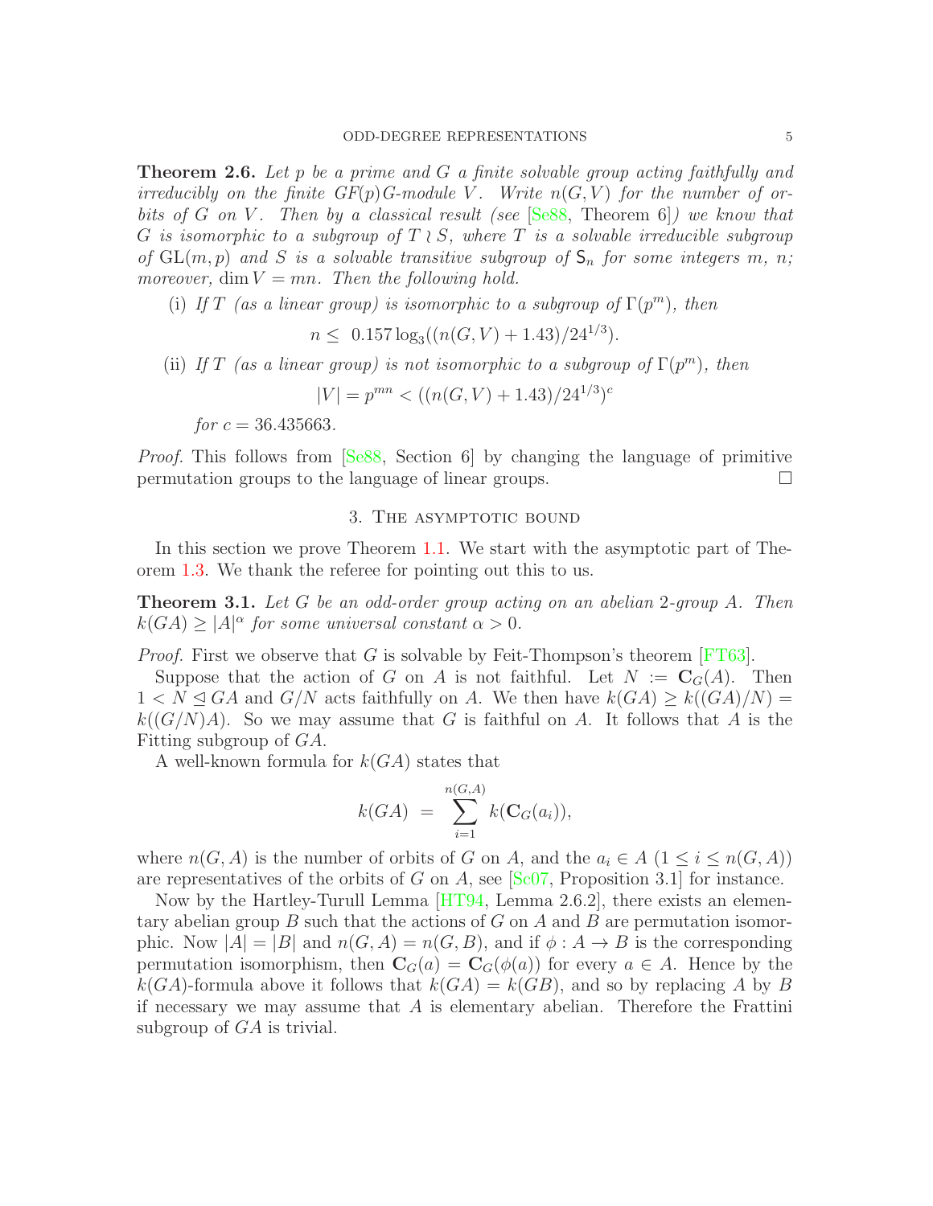**Theorem 2.6.** *Let $p$ be a prime and $G$ a finite solvable group acting faithfully and irreducibly on the finite $GF(p)G$-module $V$. Write $n(G,V)$ for the number of orbits of $G$ on $V$. Then by a classical result (see [Se88, Theorem 6]) we know that $G$ is isomorphic to a subgroup of $T \wr S$, where $T$ is a solvable irreducible subgroup of $\mathrm{GL}(m,p)$ and $S$ is a solvable transitive subgroup of $\mathsf{S}_n$ for some integers $m$, $n$; moreover, $\dim V = mn$. Then the following hold.*

(i) *If $T$ (as a linear group) is isomorphic to a subgroup of $\Gamma(p^m)$, then*

$$n \leq \; 0.157 \log_3((n(G,V)+1.43)/24^{1/3}).$$

(ii) *If $T$ (as a linear group) is not isomorphic to a subgroup of $\Gamma(p^m)$, then*

$$|V| = p^{mn} < ((n(G,V)+1.43)/24^{1/3})^c$$

*for $c = 36.435663$.*

*Proof.* This follows from [Se88, Section 6] by changing the language of primitive permutation groups to the language of linear groups. □

## 3. The asymptotic bound

In this section we prove Theorem 1.1. We start with the asymptotic part of Theorem 1.3. We thank the referee for pointing out this to us.

**Theorem 3.1.** *Let $G$ be an odd-order group acting on an abelian 2-group $A$. Then $k(GA) \geq |A|^{\alpha}$ for some universal constant $\alpha > 0$.*

*Proof.* First we observe that $G$ is solvable by Feit-Thompson's theorem [FT63].

Suppose that the action of $G$ on $A$ is not faithful. Let $N := \mathbf{C}_G(A)$. Then $1 < N \trianglelefteq GA$ and $G/N$ acts faithfully on $A$. We then have $k(GA) \geq k((GA)/N) = k((G/N)A)$. So we may assume that $G$ is faithful on $A$. It follows that $A$ is the Fitting subgroup of $GA$.

A well-known formula for $k(GA)$ states that

$$k(GA) \;=\; \sum_{i=1}^{n(G,A)} k(\mathbf{C}_G(a_i)),$$

where $n(G,A)$ is the number of orbits of $G$ on $A$, and the $a_i \in A$ $(1 \leq i \leq n(G,A))$ are representatives of the orbits of $G$ on $A$, see [Sc07, Proposition 3.1] for instance.

Now by the Hartley-Turull Lemma [HT94, Lemma 2.6.2], there exists an elementary abelian group $B$ such that the actions of $G$ on $A$ and $B$ are permutation isomorphic. Now $|A| = |B|$ and $n(G,A) = n(G,B)$, and if $\phi : A \to B$ is the corresponding permutation isomorphism, then $\mathbf{C}_G(a) = \mathbf{C}_G(\phi(a))$ for every $a \in A$. Hence by the $k(GA)$-formula above it follows that $k(GA) = k(GB)$, and so by replacing $A$ by $B$ if necessary we may assume that $A$ is elementary abelian. Therefore the Frattini subgroup of $GA$ is trivial.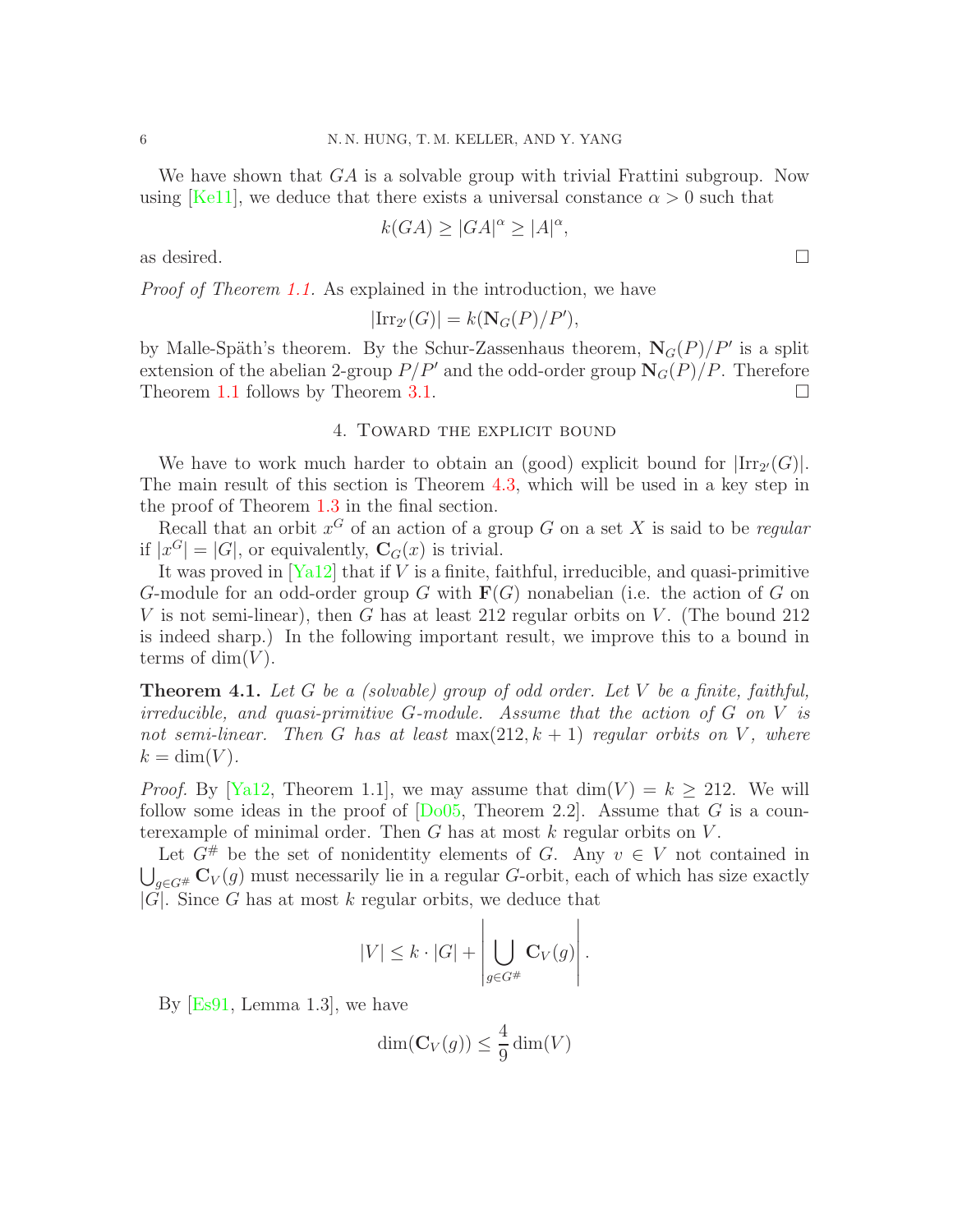We have shown that $GA$ is a solvable group with trivial Frattini subgroup. Now using [Ke11], we deduce that there exists a universal constance $\alpha > 0$ such that

$$k(GA) \geq |GA|^\alpha \geq |A|^\alpha,$$

as desired. ∎

*Proof of Theorem 1.1.* As explained in the introduction, we have

$$|\mathrm{Irr}_{2'}(G)| = k(\mathbf{N}_G(P)/P'),$$

by Malle-Späth's theorem. By the Schur-Zassenhaus theorem, $\mathbf{N}_G(P)/P'$ is a split extension of the abelian 2-group $P/P'$ and the odd-order group $\mathbf{N}_G(P)/P$. Therefore Theorem 1.1 follows by Theorem 3.1. ∎

## 4. Toward the explicit bound

We have to work much harder to obtain an (good) explicit bound for $|\mathrm{Irr}_{2'}(G)|$. The main result of this section is Theorem 4.3, which will be used in a key step in the proof of Theorem 1.3 in the final section.

Recall that an orbit $x^G$ of an action of a group $G$ on a set $X$ is said to be *regular* if $|x^G| = |G|$, or equivalently, $\mathbf{C}_G(x)$ is trivial.

It was proved in [Ya12] that if $V$ is a finite, faithful, irreducible, and quasi-primitive $G$-module for an odd-order group $G$ with $\mathbf{F}(G)$ nonabelian (i.e. the action of $G$ on $V$ is not semi-linear), then $G$ has at least 212 regular orbits on $V$. (The bound 212 is indeed sharp.) In the following important result, we improve this to a bound in terms of $\dim(V)$.

**Theorem 4.1.** *Let $G$ be a (solvable) group of odd order. Let $V$ be a finite, faithful, irreducible, and quasi-primitive $G$-module. Assume that the action of $G$ on $V$ is not semi-linear. Then $G$ has at least $\max(212, k+1)$ regular orbits on $V$, where $k = \dim(V)$.*

*Proof.* By [Ya12, Theorem 1.1], we may assume that $\dim(V) = k \geq 212$. We will follow some ideas in the proof of [Do05, Theorem 2.2]. Assume that $G$ is a counterexample of minimal order. Then $G$ has at most $k$ regular orbits on $V$.

Let $G^\#$ be the set of nonidentity elements of $G$. Any $v \in V$ not contained in $\bigcup_{g\in G^\#} \mathbf{C}_V(g)$ must necessarily lie in a regular $G$-orbit, each of which has size exactly $|G|$. Since $G$ has at most $k$ regular orbits, we deduce that

$$|V| \leq k \cdot |G| + \left| \bigcup_{g\in G^\#} \mathbf{C}_V(g) \right|.$$

By [Es91, Lemma 1.3], we have

$$\dim(\mathbf{C}_V(g)) \leq \frac{4}{9}\dim(V)$$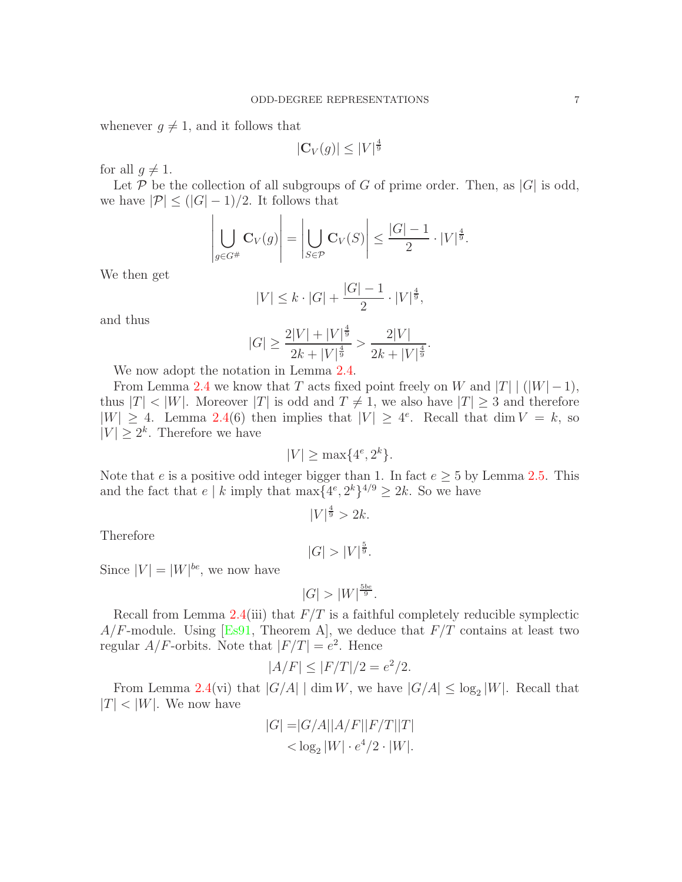whenever $g \neq 1$, and it follows that

$$|\mathbf{C}_V(g)| \leq |V|^{\frac{4}{9}}$$

for all $g \neq 1$.

Let $\mathcal{P}$ be the collection of all subgroups of $G$ of prime order. Then, as $|G|$ is odd, we have $|\mathcal{P}| \leq (|G|-1)/2$. It follows that

$$\left|\bigcup_{g \in G^{\#}} \mathbf{C}_V(g)\right| = \left|\bigcup_{S \in \mathcal{P}} \mathbf{C}_V(S)\right| \leq \frac{|G|-1}{2} \cdot |V|^{\frac{4}{9}}.$$

We then get

$$|V| \leq k \cdot |G| + \frac{|G|-1}{2} \cdot |V|^{\frac{4}{9}},$$

and thus

$$|G| \geq \frac{2|V| + |V|^{\frac{4}{9}}}{2k + |V|^{\frac{4}{9}}} > \frac{2|V|}{2k + |V|^{\frac{4}{9}}}.$$

We now adopt the notation in Lemma 2.4.

From Lemma 2.4 we know that $T$ acts fixed point freely on $W$ and $|T| \mid (|W|-1)$, thus $|T| < |W|$. Moreover $|T|$ is odd and $T \neq 1$, we also have $|T| \geq 3$ and therefore $|W| \geq 4$. Lemma 2.4(6) then implies that $|V| \geq 4^e$. Recall that $\dim V = k$, so $|V| \geq 2^k$. Therefore we have

$$|V| \geq \max\{4^e, 2^k\}.$$

Note that $e$ is a positive odd integer bigger than 1. In fact $e \geq 5$ by Lemma 2.5. This and the fact that $e \mid k$ imply that $\max\{4^e, 2^k\}^{4/9} \geq 2k$. So we have

$$|V|^{\frac{4}{9}} > 2k.$$

Therefore

$$|G| > |V|^{\frac{5}{9}}.$$

Since $|V| = |W|^{be}$, we now have

$$|G| > |W|^{\frac{5be}{9}}.$$

Recall from Lemma 2.4(iii) that $F/T$ is a faithful completely reducible symplectic $A/F$-module. Using [Es91, Theorem A], we deduce that $F/T$ contains at least two regular $A/F$-orbits. Note that $|F/T| = e^2$. Hence

$$|A/F| \leq |F/T|/2 = e^2/2.$$

From Lemma 2.4(vi) that $|G/A| \mid \dim W$, we have $|G/A| \leq \log_2 |W|$. Recall that $|T| < |W|$. We now have

$$\begin{aligned} |G| = & |G/A||A/F||F/T||T| \\ & < \log_2 |W| \cdot e^4/2 \cdot |W|. \end{aligned}$$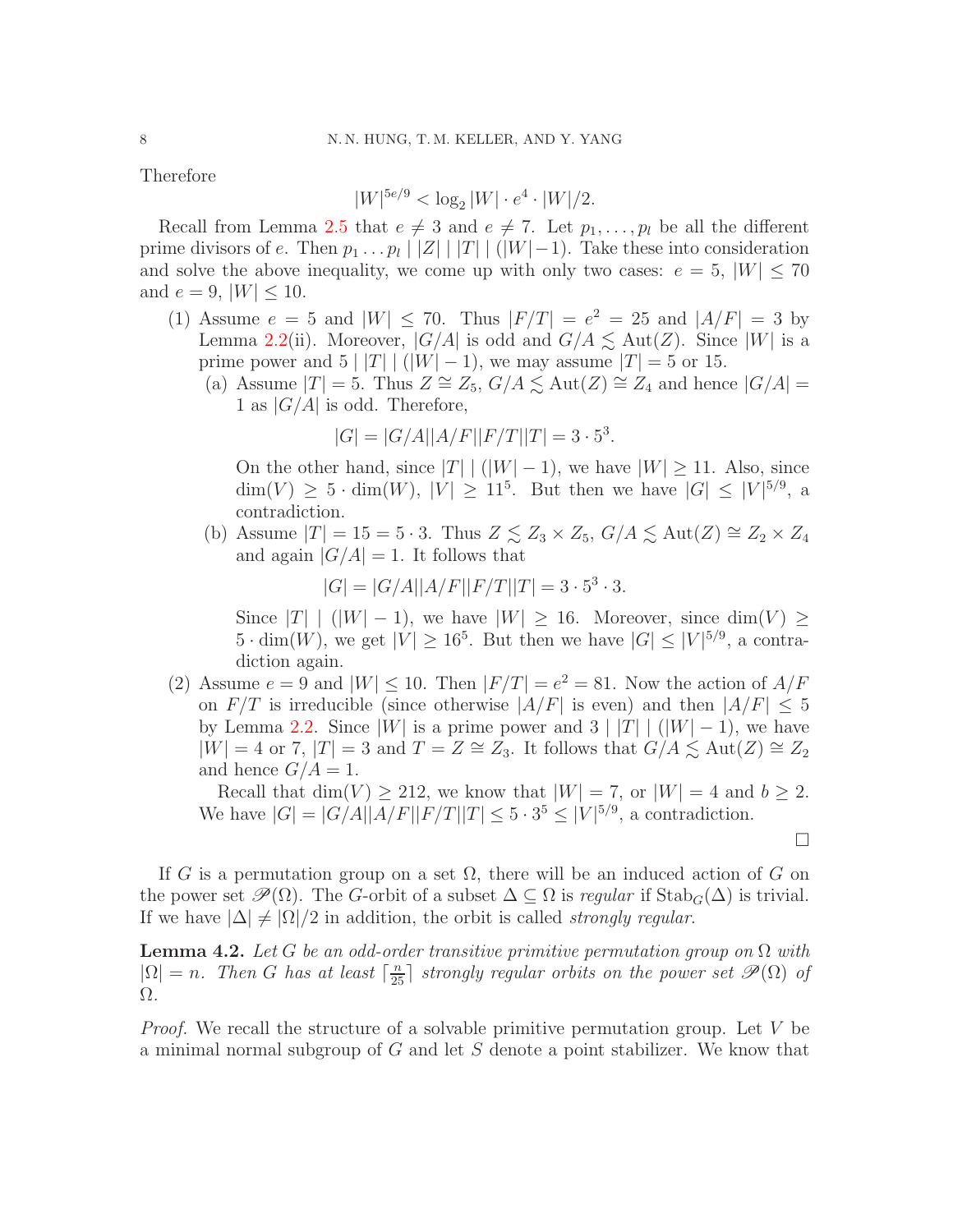Therefore

$$|W|^{5e/9} < \log_2 |W| \cdot e^4 \cdot |W|/2.$$

Recall from Lemma 2.5 that $e \neq 3$ and $e \neq 7$. Let $p_1, \dots, p_l$ be all the different prime divisors of $e$. Then $p_1 \dots p_l \mid |Z| \mid |T| \mid (|W|-1)$. Take these into consideration and solve the above inequality, we come up with only two cases: $e = 5$, $|W| \leq 70$ and $e = 9$, $|W| \leq 10$.

(1) Assume $e = 5$ and $|W| \leq 70$. Thus $|F/T| = e^2 = 25$ and $|A/F| = 3$ by Lemma 2.2(ii). Moreover, $|G/A|$ is odd and $G/A \lesssim \mathrm{Aut}(Z)$. Since $|W|$ is a prime power and $5 \mid |T| \mid (|W|-1)$, we may assume $|T| = 5$ or $15$.

  (a) Assume $|T| = 5$. Thus $Z \cong Z_5$, $G/A \lesssim \mathrm{Aut}(Z) \cong Z_4$ and hence $|G/A| = 1$ as $|G/A|$ is odd. Therefore,

  $$|G| = |G/A||A/F||F/T||T| = 3 \cdot 5^3.$$

  On the other hand, since $|T| \mid (|W|-1)$, we have $|W| \geq 11$. Also, since $\dim(V) \geq 5 \cdot \dim(W)$, $|V| \geq 11^5$. But then we have $|G| \leq |V|^{5/9}$, a contradiction.

  (b) Assume $|T| = 15 = 5 \cdot 3$. Thus $Z \lesssim Z_3 \times Z_5$, $G/A \lesssim \mathrm{Aut}(Z) \cong Z_2 \times Z_4$ and again $|G/A| = 1$. It follows that

  $$|G| = |G/A||A/F||F/T||T| = 3 \cdot 5^3 \cdot 3.$$

  Since $|T| \mid (|W|-1)$, we have $|W| \geq 16$. Moreover, since $\dim(V) \geq 5 \cdot \dim(W)$, we get $|V| \geq 16^5$. But then we have $|G| \leq |V|^{5/9}$, a contradiction again.

(2) Assume $e = 9$ and $|W| \leq 10$. Then $|F/T| = e^2 = 81$. Now the action of $A/F$ on $F/T$ is irreducible (since otherwise $|A/F|$ is even) and then $|A/F| \leq 5$ by Lemma 2.2. Since $|W|$ is a prime power and $3 \mid |T| \mid (|W|-1)$, we have $|W| = 4$ or $7$, $|T| = 3$ and $T = Z \cong Z_3$. It follows that $G/A \lesssim \mathrm{Aut}(Z) \cong Z_2$ and hence $G/A = 1$.

  Recall that $\dim(V) \geq 212$, we know that $|W| = 7$, or $|W| = 4$ and $b \geq 2$. We have $|G| = |G/A||A/F||F/T||T| \leq 5 \cdot 3^5 \leq |V|^{5/9}$, a contradiction.

∎

If $G$ is a permutation group on a set $\Omega$, there will be an induced action of $G$ on the power set $\mathscr{P}(\Omega)$. The $G$-orbit of a subset $\Delta \subseteq \Omega$ is *regular* if $\mathrm{Stab}_G(\Delta)$ is trivial. If we have $|\Delta| \neq |\Omega|/2$ in addition, the orbit is called *strongly regular*.

**Lemma 4.2.** *Let $G$ be an odd-order transitive primitive permutation group on $\Omega$ with $|\Omega| = n$. Then $G$ has at least $\lceil \frac{n}{25} \rceil$ strongly regular orbits on the power set $\mathscr{P}(\Omega)$ of $\Omega$.*

*Proof.* We recall the structure of a solvable primitive permutation group. Let $V$ be a minimal normal subgroup of $G$ and let $S$ denote a point stabilizer. We know that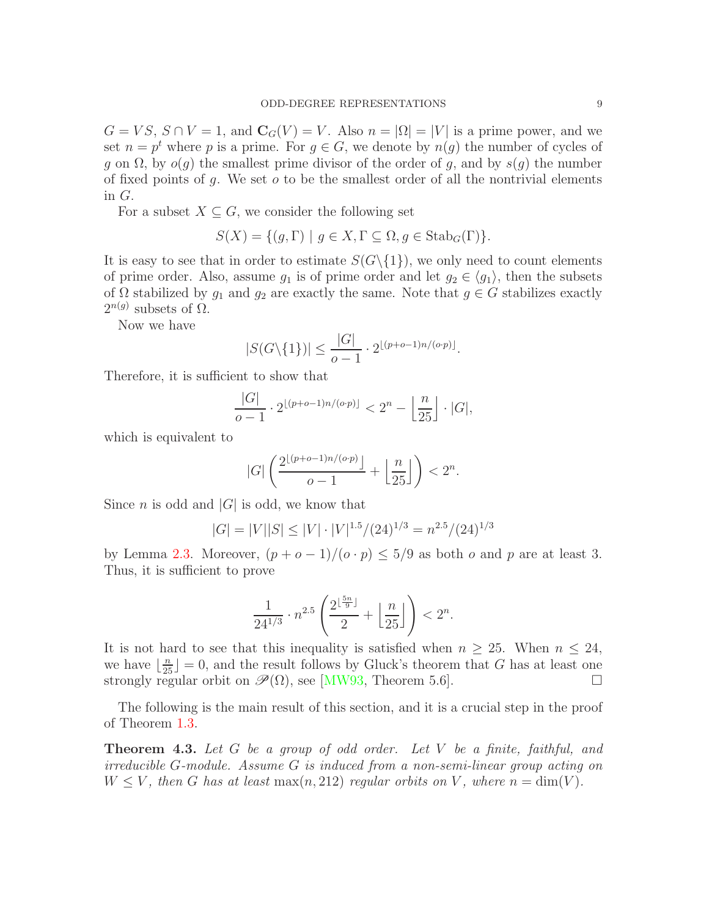$G = VS$, $S \cap V = 1$, and $\mathbf{C}_G(V) = V$. Also $n = |\Omega| = |V|$ is a prime power, and we set $n = p^t$ where $p$ is a prime. For $g \in G$, we denote by $n(g)$ the number of cycles of $g$ on $\Omega$, by $o(g)$ the smallest prime divisor of the order of $g$, and by $s(g)$ the number of fixed points of $g$. We set $o$ to be the smallest order of all the nontrivial elements in $G$.

For a subset $X \subseteq G$, we consider the following set

$$S(X) = \{(g, \Gamma) \mid g \in X, \Gamma \subseteq \Omega, g \in \mathrm{Stab}_G(\Gamma)\}.$$

It is easy to see that in order to estimate $S(G \backslash \{1\})$, we only need to count elements of prime order. Also, assume $g_1$ is of prime order and let $g_2 \in \langle g_1 \rangle$, then the subsets of $\Omega$ stabilized by $g_1$ and $g_2$ are exactly the same. Note that $g \in G$ stabilizes exactly $2^{n(g)}$ subsets of $\Omega$.

Now we have

$$|S(G \backslash \{1\})| \leq \frac{|G|}{o-1} \cdot 2^{\lfloor (p+o-1)n/(o \cdot p) \rfloor}.$$

Therefore, it is sufficient to show that

$$\frac{|G|}{o-1} \cdot 2^{\lfloor (p+o-1)n/(o \cdot p) \rfloor} < 2^n - \left\lfloor \frac{n}{25} \right\rfloor \cdot |G|,$$

which is equivalent to

$$|G| \left( \frac{2^{\lfloor (p+o-1)n/(o \cdot p) \rfloor}}{o-1} + \left\lfloor \frac{n}{25} \right\rfloor \right) < 2^n.$$

Since $n$ is odd and $|G|$ is odd, we know that

$$|G| = |V||S| \leq |V| \cdot |V|^{1.5}/(24)^{1/3} = n^{2.5}/(24)^{1/3}$$

by Lemma 2.3. Moreover, $(p + o - 1)/(o \cdot p) \leq 5/9$ as both $o$ and $p$ are at least 3. Thus, it is sufficient to prove

$$\frac{1}{24^{1/3}} \cdot n^{2.5} \left( \frac{2^{\lfloor \frac{5n}{9} \rfloor}}{2} + \left\lfloor \frac{n}{25} \right\rfloor \right) < 2^n.$$

It is not hard to see that this inequality is satisfied when $n \geq 25$. When $n \leq 24$, we have $\lfloor \frac{n}{25} \rfloor = 0$, and the result follows by Gluck's theorem that $G$ has at least one strongly regular orbit on $\mathscr{P}(\Omega)$, see [MW93, Theorem 5.6]. $\square$

The following is the main result of this section, and it is a crucial step in the proof of Theorem 1.3.

**Theorem 4.3.** *Let $G$ be a group of odd order. Let $V$ be a finite, faithful, and irreducible $G$-module. Assume $G$ is induced from a non-semi-linear group acting on $W \leq V$, then $G$ has at least $\max(n, 212)$ regular orbits on $V$, where $n = \dim(V)$.*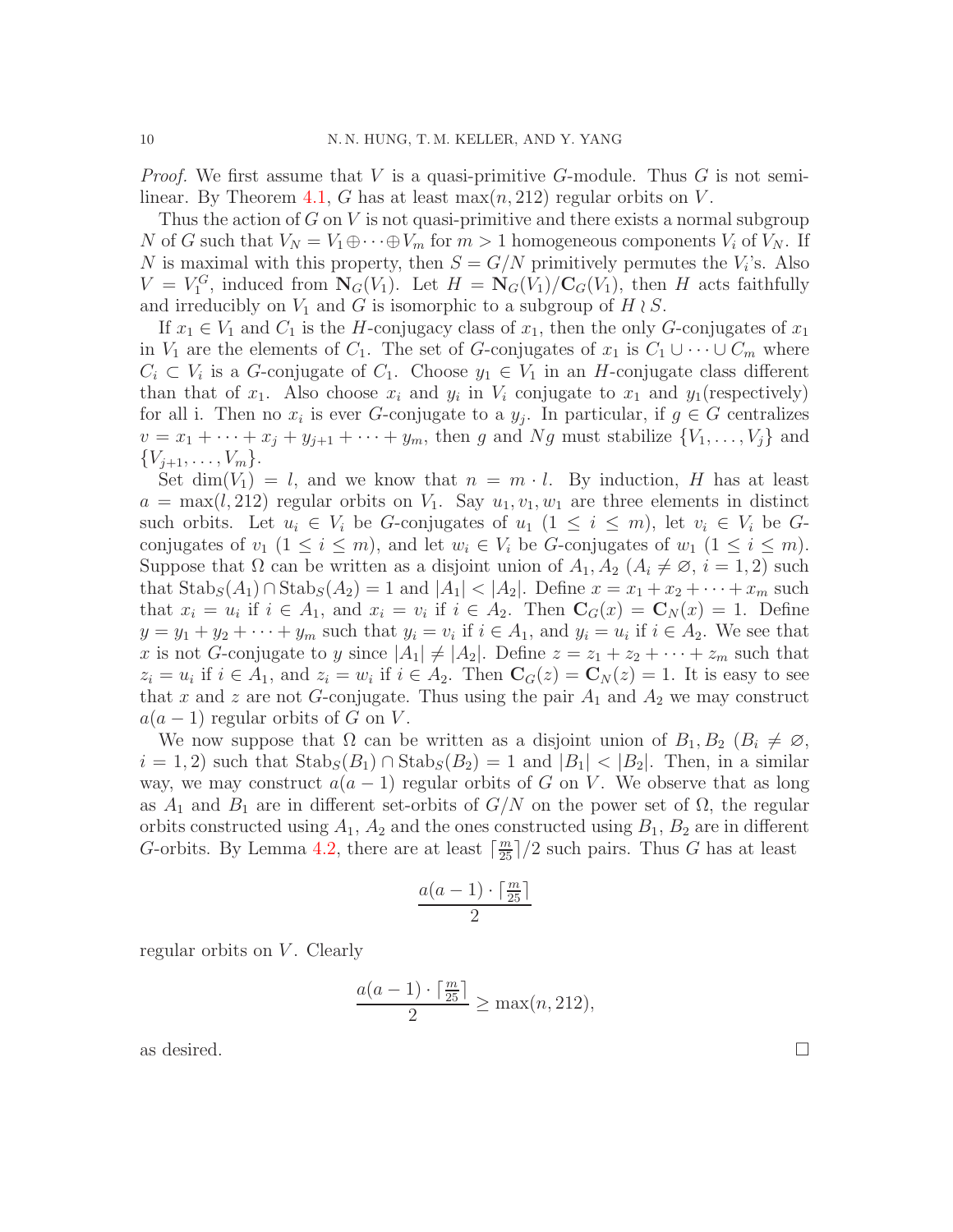*Proof.* We first assume that $V$ is a quasi-primitive $G$-module. Thus $G$ is not semi-linear. By Theorem 4.1, $G$ has at least $\max(n, 212)$ regular orbits on $V$.

Thus the action of $G$ on $V$ is not quasi-primitive and there exists a normal subgroup $N$ of $G$ such that $V_N = V_1 \oplus \cdots \oplus V_m$ for $m > 1$ homogeneous components $V_i$ of $V_N$. If $N$ is maximal with this property, then $S = G/N$ primitively permutes the $V_i$'s. Also $V = V_1^G$, induced from $\mathbf{N}_G(V_1)$. Let $H = \mathbf{N}_G(V_1)/\mathbf{C}_G(V_1)$, then $H$ acts faithfully and irreducibly on $V_1$ and $G$ is isomorphic to a subgroup of $H \wr S$.

If $x_1 \in V_1$ and $C_1$ is the $H$-conjugacy class of $x_1$, then the only $G$-conjugates of $x_1$ in $V_1$ are the elements of $C_1$. The set of $G$-conjugates of $x_1$ is $C_1 \cup \cdots \cup C_m$ where $C_i \subset V_i$ is a $G$-conjugate of $C_1$. Choose $y_1 \in V_1$ in an $H$-conjugate class different than that of $x_1$. Also choose $x_i$ and $y_i$ in $V_i$ conjugate to $x_1$ and $y_1$(respectively) for all i. Then no $x_i$ is ever $G$-conjugate to a $y_j$. In particular, if $g \in G$ centralizes $v = x_1 + \cdots + x_j + y_{j+1} + \cdots + y_m$, then $g$ and $Ng$ must stabilize $\{V_1, \ldots, V_j\}$ and $\{V_{j+1}, \ldots, V_m\}$.

Set $\dim(V_1) = l$, and we know that $n = m \cdot l$. By induction, $H$ has at least $a = \max(l, 212)$ regular orbits on $V_1$. Say $u_1, v_1, w_1$ are three elements in distinct such orbits. Let $u_i \in V_i$ be $G$-conjugates of $u_1$ $(1 \leq i \leq m)$, let $v_i \in V_i$ be $G$-conjugates of $v_1$ $(1 \leq i \leq m)$, and let $w_i \in V_i$ be $G$-conjugates of $w_1$ $(1 \leq i \leq m)$. Suppose that $\Omega$ can be written as a disjoint union of $A_1, A_2$ $(A_i \neq \varnothing$, $i = 1, 2)$ such that $\mathrm{Stab}_S(A_1) \cap \mathrm{Stab}_S(A_2) = 1$ and $|A_1| < |A_2|$. Define $x = x_1 + x_2 + \cdots + x_m$ such that $x_i = u_i$ if $i \in A_1$, and $x_i = v_i$ if $i \in A_2$. Then $\mathbf{C}_G(x) = \mathbf{C}_N(x) = 1$. Define $y = y_1 + y_2 + \cdots + y_m$ such that $y_i = v_i$ if $i \in A_1$, and $y_i = u_i$ if $i \in A_2$. We see that $x$ is not $G$-conjugate to $y$ since $|A_1| \neq |A_2|$. Define $z = z_1 + z_2 + \cdots + z_m$ such that $z_i = u_i$ if $i \in A_1$, and $z_i = w_i$ if $i \in A_2$. Then $\mathbf{C}_G(z) = \mathbf{C}_N(z) = 1$. It is easy to see that $x$ and $z$ are not $G$-conjugate. Thus using the pair $A_1$ and $A_2$ we may construct $a(a-1)$ regular orbits of $G$ on $V$.

We now suppose that $\Omega$ can be written as a disjoint union of $B_1, B_2$ $(B_i \neq \varnothing$, $i = 1, 2)$ such that $\mathrm{Stab}_S(B_1) \cap \mathrm{Stab}_S(B_2) = 1$ and $|B_1| < |B_2|$. Then, in a similar way, we may construct $a(a-1)$ regular orbits of $G$ on $V$. We observe that as long as $A_1$ and $B_1$ are in different set-orbits of $G/N$ on the power set of $\Omega$, the regular orbits constructed using $A_1$, $A_2$ and the ones constructed using $B_1$, $B_2$ are in different $G$-orbits. By Lemma 4.2, there are at least $\lceil \frac{m}{25} \rceil / 2$ such pairs. Thus $G$ has at least

$$\frac{a(a-1) \cdot \lceil \frac{m}{25} \rceil}{2}$$

regular orbits on $V$. Clearly

$$\frac{a(a-1) \cdot \lceil \frac{m}{25} \rceil}{2} \geq \max(n, 212),$$

as desired. $\square$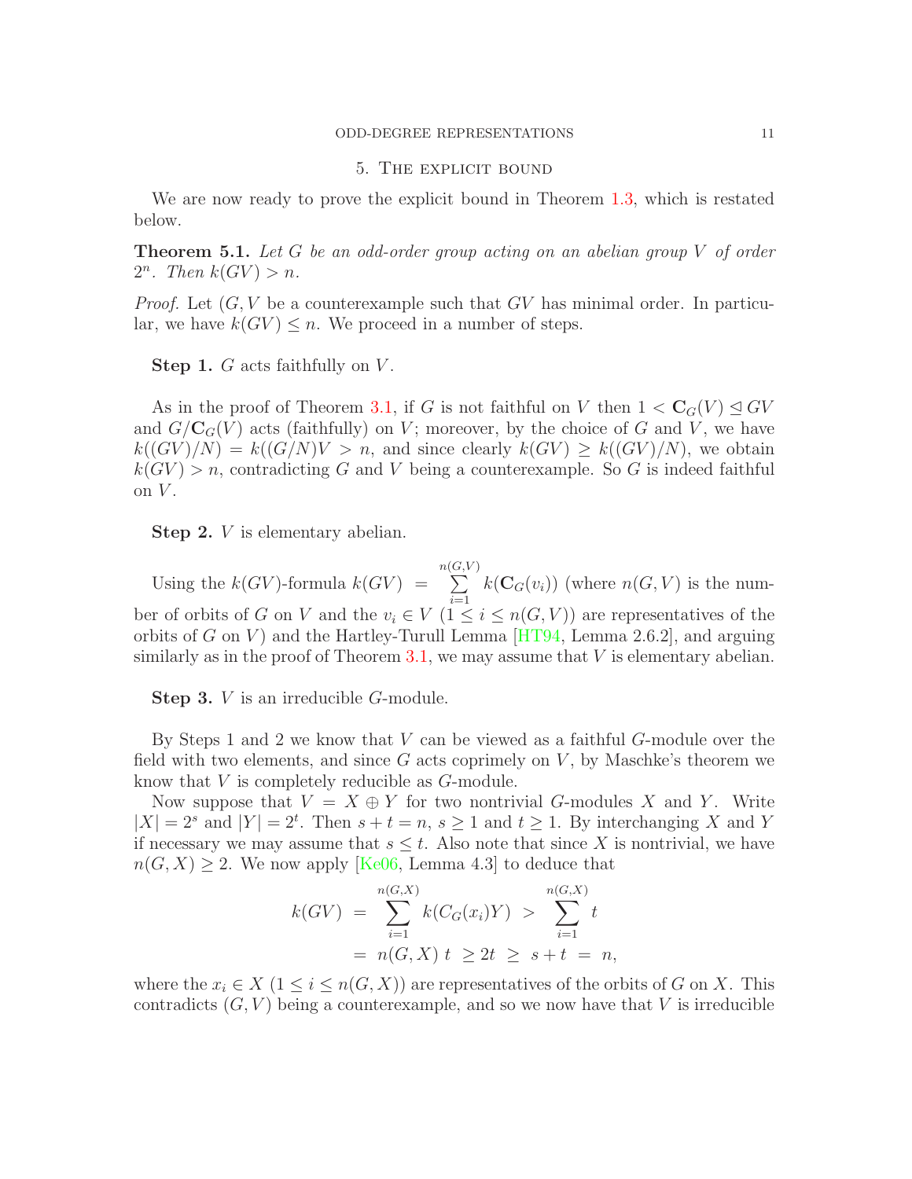## 5. The explicit bound

We are now ready to prove the explicit bound in Theorem 1.3, which is restated below.

**Theorem 5.1.** *Let $G$ be an odd-order group acting on an abelian group $V$ of order $2^n$. Then $k(GV) > n$.*

*Proof.* Let $(G, V$ be a counterexample such that $GV$ has minimal order. In particular, we have $k(GV) \leq n$. We proceed in a number of steps.

**Step 1.** $G$ acts faithfully on $V$.

As in the proof of Theorem 3.1, if $G$ is not faithful on $V$ then $1 < \mathbf{C}_G(V) \trianglelefteq GV$ and $G/\mathbf{C}_G(V)$ acts (faithfully) on $V$; moreover, by the choice of $G$ and $V$, we have $k((GV)/N) = k((G/N)V > n$, and since clearly $k(GV) \geq k((GV)/N)$, we obtain $k(GV) > n$, contradicting $G$ and $V$ being a counterexample. So $G$ is indeed faithful on $V$.

**Step 2.** $V$ is elementary abelian.

Using the $k(GV)$-formula $k(GV) = \sum_{i=1}^{n(G,V)} k(\mathbf{C}_G(v_i))$ (where $n(G, V)$ is the number of orbits of $G$ on $V$ and the $v_i \in V$ $(1 \leq i \leq n(G, V))$ are representatives of the orbits of $G$ on $V$) and the Hartley-Turull Lemma [HT94, Lemma 2.6.2], and arguing similarly as in the proof of Theorem 3.1, we may assume that $V$ is elementary abelian.

**Step 3.** $V$ is an irreducible $G$-module.

By Steps 1 and 2 we know that $V$ can be viewed as a faithful $G$-module over the field with two elements, and since $G$ acts coprimely on $V$, by Maschke's theorem we know that $V$ is completely reducible as $G$-module.

Now suppose that $V = X \oplus Y$ for two nontrivial $G$-modules $X$ and $Y$. Write $|X| = 2^s$ and $|Y| = 2^t$. Then $s + t = n$, $s \geq 1$ and $t \geq 1$. By interchanging $X$ and $Y$ if necessary we may assume that $s \leq t$. Also note that since $X$ is nontrivial, we have $n(G, X) \geq 2$. We now apply [Ke06, Lemma 4.3] to deduce that

$$\begin{aligned} k(GV) &= \sum_{i=1}^{n(G,X)} k(C_G(x_i)Y) > \sum_{i=1}^{n(G,X)} t \\ &= n(G, X)\, t \geq 2t \geq s + t = n, \end{aligned}$$

where the $x_i \in X$ $(1 \leq i \leq n(G, X))$ are representatives of the orbits of $G$ on $X$. This contradicts $(G, V)$ being a counterexample, and so we now have that $V$ is irreducible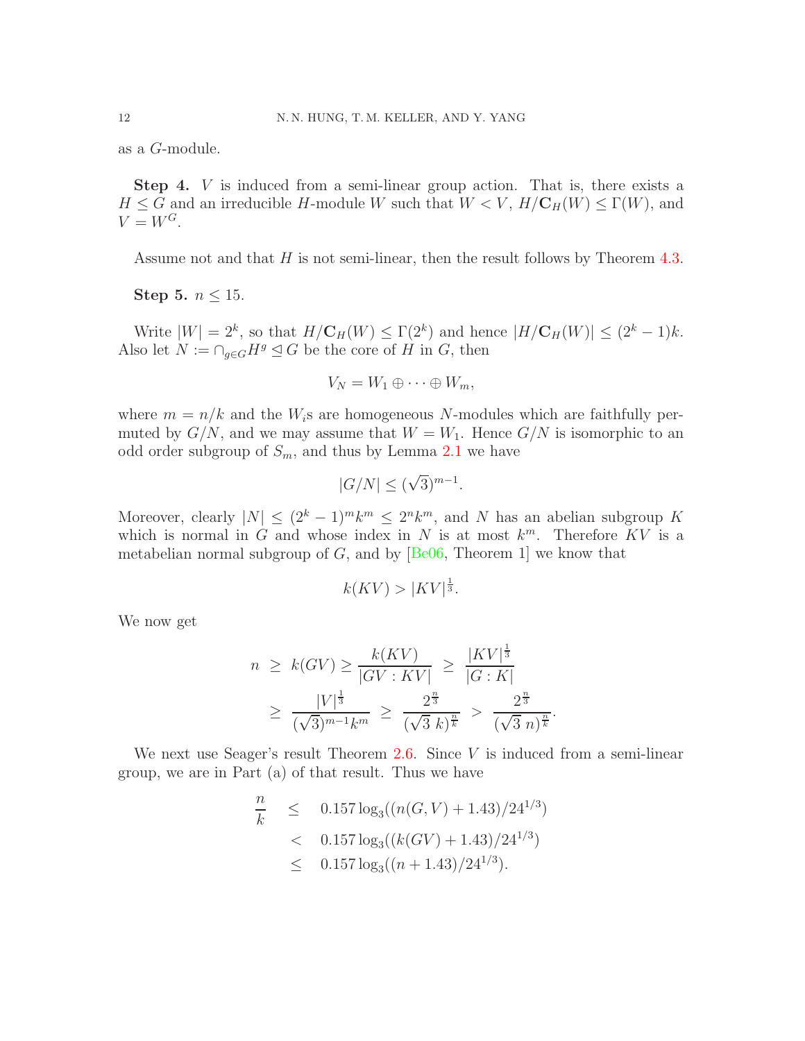as a $G$-module.

**Step 4.** $V$ is induced from a semi-linear group action. That is, there exists a $H \leq G$ and an irreducible $H$-module $W$ such that $W < V$, $H/\mathbf{C}_H(W) \leq \Gamma(W)$, and $V = W^G$.

Assume not and that $H$ is not semi-linear, then the result follows by Theorem 4.3.

**Step 5.** $n \leq 15$.

Write $|W| = 2^k$, so that $H/\mathbf{C}_H(W) \leq \Gamma(2^k)$ and hence $|H/\mathbf{C}_H(W)| \leq (2^k - 1)k$. Also let $N := \cap_{g \in G} H^g \trianglelefteq G$ be the core of $H$ in $G$, then

$$V_N = W_1 \oplus \cdots \oplus W_m,$$

where $m = n/k$ and the $W_i$s are homogeneous $N$-modules which are faithfully permuted by $G/N$, and we may assume that $W = W_1$. Hence $G/N$ is isomorphic to an odd order subgroup of $S_m$, and thus by Lemma 2.1 we have

$$|G/N| \leq (\sqrt{3})^{m-1}.$$

Moreover, clearly $|N| \leq (2^k - 1)^m k^m \leq 2^n k^m$, and $N$ has an abelian subgroup $K$ which is normal in $G$ and whose index in $N$ is at most $k^m$. Therefore $KV$ is a metabelian normal subgroup of $G$, and by [Be06, Theorem 1] we know that

$$k(KV) > |KV|^{\frac{1}{3}}.$$

We now get

$$\begin{aligned} n \;&\geq\; k(GV) \geq \frac{k(KV)}{|GV : KV|} \;\geq\; \frac{|KV|^{\frac{1}{3}}}{|G : K|} \\ &\geq\; \frac{|V|^{\frac{1}{3}}}{(\sqrt{3})^{m-1} k^m} \;\geq\; \frac{2^{\frac{n}{3}}}{(\sqrt{3}\ k)^{\frac{n}{k}}} \;>\; \frac{2^{\frac{n}{3}}}{(\sqrt{3}\ n)^{\frac{n}{k}}}. \end{aligned}$$

We next use Seager's result Theorem 2.6. Since $V$ is induced from a semi-linear group, we are in Part (a) of that result. Thus we have

$$\begin{aligned} \frac{n}{k} \quad &\leq \quad 0.157 \log_3((n(G,V) + 1.43)/24^{1/3}) \\ &< \quad 0.157 \log_3((k(GV) + 1.43)/24^{1/3}) \\ &\leq \quad 0.157 \log_3((n + 1.43)/24^{1/3}). \end{aligned}$$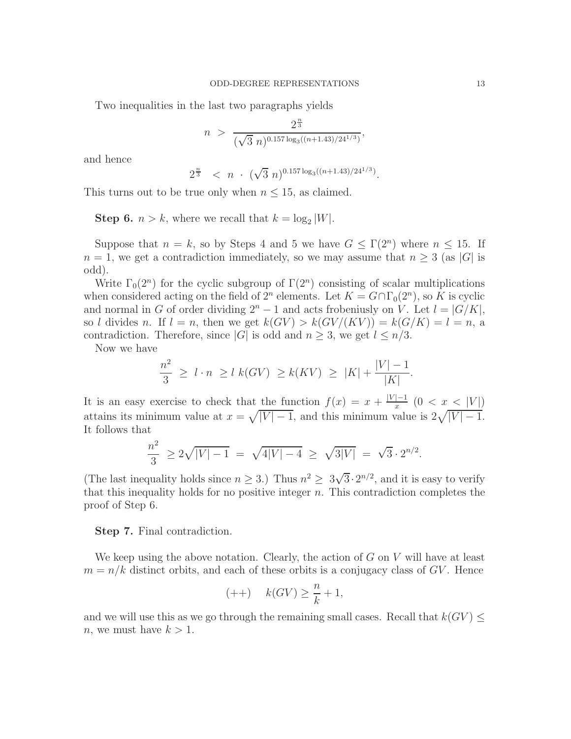Two inequalities in the last two paragraphs yields

$$n \ > \ \frac{2^{\frac{n}{3}}}{(\sqrt{3}\ n)^{0.157\log_3((n+1.43)/24^{1/3})}},$$

and hence

$$2^{\frac{n}{3}} \ < \ n \ \cdot \ (\sqrt{3}\ n)^{0.157\log_3((n+1.43)/24^{1/3})}.$$

This turns out to be true only when $n \leq 15$, as claimed.

**Step 6.** $n > k$, where we recall that $k = \log_2 |W|$.

Suppose that $n = k$, so by Steps 4 and 5 we have $G \leq \Gamma(2^n)$ where $n \leq 15$. If $n = 1$, we get a contradiction immediately, so we may assume that $n \geq 3$ (as $|G|$ is odd).

Write $\Gamma_0(2^n)$ for the cyclic subgroup of $\Gamma(2^n)$ consisting of scalar multiplications when considered acting on the field of $2^n$ elements. Let $K = G \cap \Gamma_0(2^n)$, so $K$ is cyclic and normal in $G$ of order dividing $2^n - 1$ and acts frobeniusly on $V$. Let $l = |G/K|$, so $l$ divides $n$. If $l = n$, then we get $k(GV) > k(GV/(KV)) = k(G/K) = l = n$, a contradiction. Therefore, since $|G|$ is odd and $n \geq 3$, we get $l \leq n/3$.

Now we have

$$\frac{n^2}{3} \ \geq \ l \cdot n \ \geq l \ k(GV) \ \geq k(KV) \ \geq \ |K| + \frac{|V|-1}{|K|}.$$

It is an easy exercise to check that the function $f(x) = x + \frac{|V|-1}{x}$ $(0 < x < |V|)$ attains its minimum value at $x = \sqrt{|V|-1}$, and this minimum value is $2\sqrt{|V|-1}$. It follows that

$$\frac{n^2}{3} \ \geq 2\sqrt{|V|-1} \ = \ \sqrt{4|V|-4} \ \geq \ \sqrt{3|V|} \ = \ \sqrt{3} \cdot 2^{n/2}.$$

(The last inequality holds since $n \geq 3$.) Thus $n^2 \geq \ 3\sqrt{3} \cdot 2^{n/2}$, and it is easy to verify that this inequality holds for no positive integer $n$. This contradiction completes the proof of Step 6.

**Step 7.** Final contradiction.

We keep using the above notation. Clearly, the action of $G$ on $V$ will have at least $m = n/k$ distinct orbits, and each of these orbits is a conjugacy class of $GV$. Hence

$$(++) \quad k(GV) \geq \frac{n}{k} + 1,$$

and we will use this as we go through the remaining small cases. Recall that $k(GV) \leq n$, we must have $k > 1$.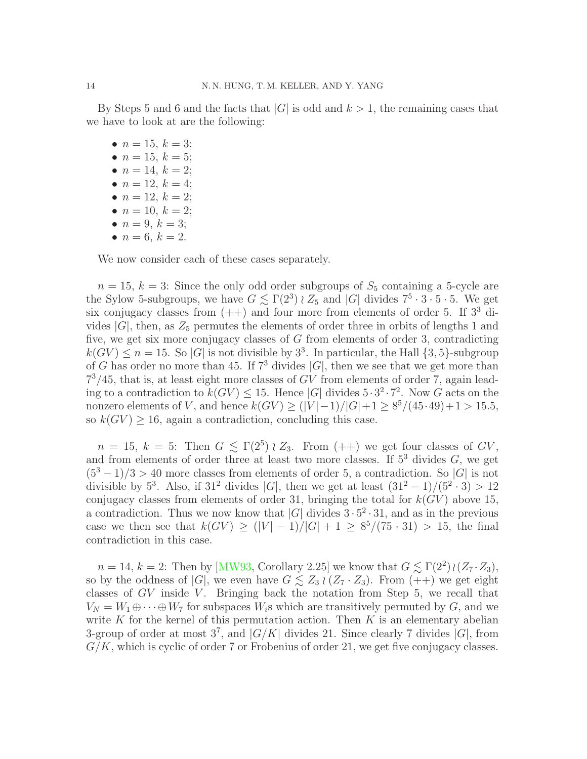By Steps 5 and 6 and the facts that $|G|$ is odd and $k > 1$, the remaining cases that we have to look at are the following:

- $n = 15$, $k = 3$;
- $n = 15$, $k = 5$;
- $n = 14$, $k = 2$;
- $n = 12$, $k = 4$;
- $n = 12$, $k = 2$;
- $n = 10$, $k = 2$;
- $n = 9$, $k = 3$;
- $n = 6$, $k = 2$.

We now consider each of these cases separately.

$n = 15$, $k = 3$: Since the only odd order subgroups of $S_5$ containing a 5-cycle are the Sylow 5-subgroups, we have $G \lesssim \Gamma(2^3) \wr Z_5$ and $|G|$ divides $7^5 \cdot 3 \cdot 5 \cdot 5$. We get six conjugacy classes from (++) and four more from elements of order 5. If $3^3$ divides $|G|$, then, as $Z_5$ permutes the elements of order three in orbits of lengths 1 and five, we get six more conjugacy classes of $G$ from elements of order 3, contradicting $k(GV) \leq n = 15$. So $|G|$ is not divisible by $3^3$. In particular, the Hall $\{3, 5\}$-subgroup of $G$ has order no more than 45. If $7^3$ divides $|G|$, then we see that we get more than $7^3/45$, that is, at least eight more classes of $GV$ from elements of order 7, again leading to a contradiction to $k(GV) \leq 15$. Hence $|G|$ divides $5 \cdot 3^2 \cdot 7^2$. Now $G$ acts on the nonzero elements of $V$, and hence $k(GV) \geq (|V|-1)/|G|+1 \geq 8^5/(45 \cdot 49)+1 > 15.5$, so $k(GV) \geq 16$, again a contradiction, concluding this case.

$n = 15$, $k = 5$: Then $G \lesssim \Gamma(2^5) \wr Z_3$. From (++) we get four classes of $GV$, and from elements of order three at least two more classes. If $5^3$ divides $G$, we get $(5^3 - 1)/3 > 40$ more classes from elements of order 5, a contradiction. So $|G|$ is not divisible by $5^3$. Also, if $31^2$ divides $|G|$, then we get at least $(31^2 - 1)/(5^2 \cdot 3) > 12$ conjugacy classes from elements of order 31, bringing the total for $k(GV)$ above 15, a contradiction. Thus we now know that $|G|$ divides $3 \cdot 5^2 \cdot 31$, and as in the previous case we then see that $k(GV) \geq (|V| - 1)/|G| + 1 \geq 8^5/(75 \cdot 31) > 15$, the final contradiction in this case.

$n = 14$, $k = 2$: Then by [MW93, Corollary 2.25] we know that $G \lesssim \Gamma(2^2) \wr (Z_7 \cdot Z_3)$, so by the oddness of $|G|$, we even have $G \lesssim Z_3 \wr (Z_7 \cdot Z_3)$. From (++) we get eight classes of $GV$ inside $V$. Bringing back the notation from Step 5, we recall that $V_N = W_1 \oplus \cdots \oplus W_7$ for subspaces $W_i$s which are transitively permuted by $G$, and we write $K$ for the kernel of this permutation action. Then $K$ is an elementary abelian 3-group of order at most $3^7$, and $|G/K|$ divides 21. Since clearly 7 divides $|G|$, from $G/K$, which is cyclic of order 7 or Frobenius of order 21, we get five conjugacy classes.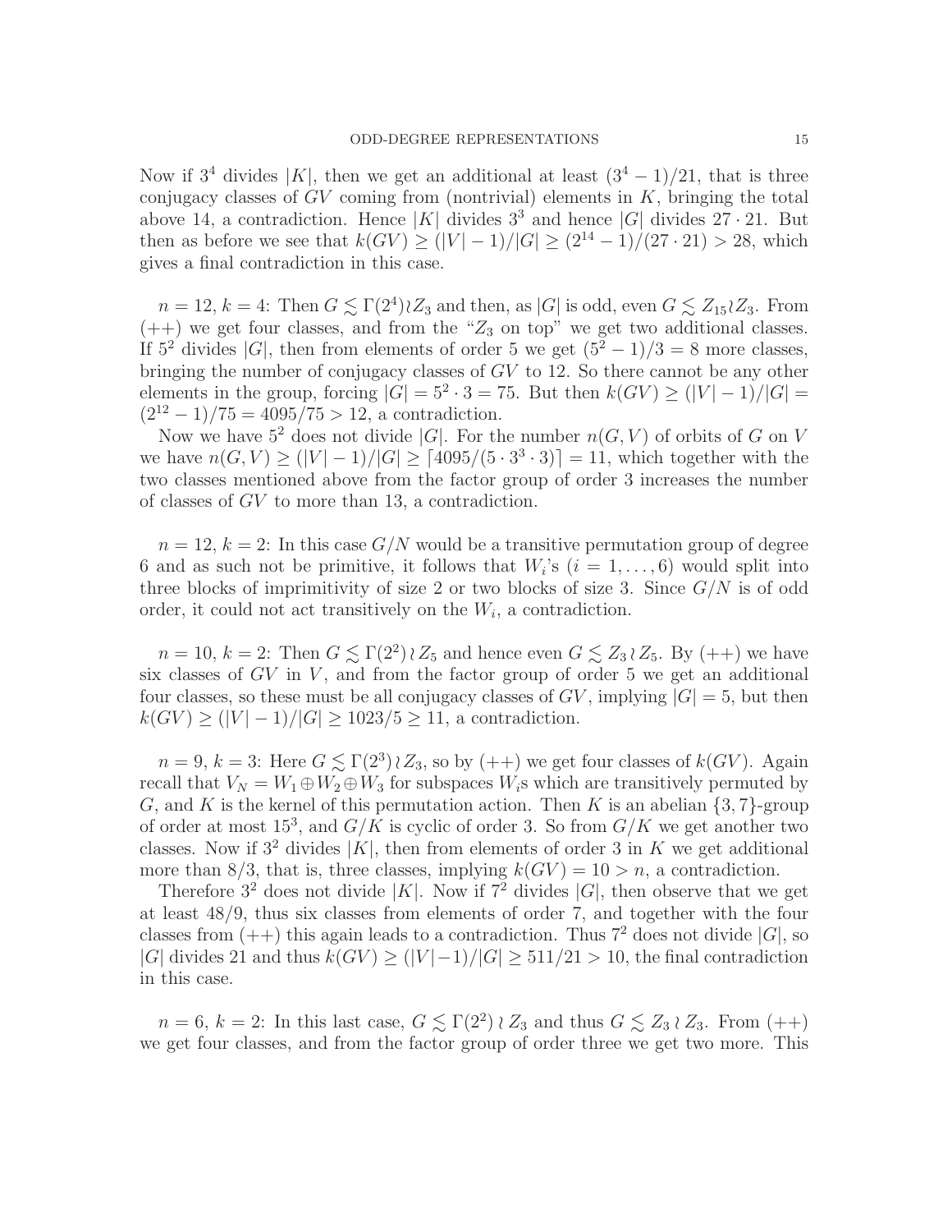Now if $3^4$ divides $|K|$, then we get an additional at least $(3^4 - 1)/21$, that is three conjugacy classes of $GV$ coming from (nontrivial) elements in $K$, bringing the total above 14, a contradiction. Hence $|K|$ divides $3^3$ and hence $|G|$ divides $27 \cdot 21$. But then as before we see that $k(GV) \geq (|V| - 1)/|G| \geq (2^{14} - 1)/(27 \cdot 21) > 28$, which gives a final contradiction in this case.

$n = 12$, $k = 4$: Then $G \lesssim \Gamma(2^4) \wr Z_3$ and then, as $|G|$ is odd, even $G \lesssim Z_{15} \wr Z_3$. From $(++)$ we get four classes, and from the "$Z_3$ on top" we get two additional classes. If $5^2$ divides $|G|$, then from elements of order 5 we get $(5^2 - 1)/3 = 8$ more classes, bringing the number of conjugacy classes of $GV$ to 12. So there cannot be any other elements in the group, forcing $|G| = 5^2 \cdot 3 = 75$. But then $k(GV) \geq (|V| - 1)/|G| = (2^{12} - 1)/75 = 4095/75 > 12$, a contradiction.

Now we have $5^2$ does not divide $|G|$. For the number $n(G, V)$ of orbits of $G$ on $V$ we have $n(G, V) \geq (|V| - 1)/|G| \geq \lceil 4095/(5 \cdot 3^3 \cdot 3) \rceil = 11$, which together with the two classes mentioned above from the factor group of order 3 increases the number of classes of $GV$ to more than 13, a contradiction.

$n = 12$, $k = 2$: In this case $G/N$ would be a transitive permutation group of degree 6 and as such not be primitive, it follows that $W_i$'s ($i = 1, \ldots, 6$) would split into three blocks of imprimitivity of size 2 or two blocks of size 3. Since $G/N$ is of odd order, it could not act transitively on the $W_i$, a contradiction.

$n = 10$, $k = 2$: Then $G \lesssim \Gamma(2^2) \wr Z_5$ and hence even $G \lesssim Z_3 \wr Z_5$. By $(++)$ we have six classes of $GV$ in $V$, and from the factor group of order 5 we get an additional four classes, so these must be all conjugacy classes of $GV$, implying $|G| = 5$, but then $k(GV) \geq (|V| - 1)/|G| \geq 1023/5 \geq 11$, a contradiction.

$n = 9$, $k = 3$: Here $G \lesssim \Gamma(2^3) \wr Z_3$, so by $(++)$ we get four classes of $k(GV)$. Again recall that $V_N = W_1 \oplus W_2 \oplus W_3$ for subspaces $W_i$s which are transitively permuted by $G$, and $K$ is the kernel of this permutation action. Then $K$ is an abelian $\{3, 7\}$-group of order at most $15^3$, and $G/K$ is cyclic of order 3. So from $G/K$ we get another two classes. Now if $3^2$ divides $|K|$, then from elements of order 3 in $K$ we get additional more than $8/3$, that is, three classes, implying $k(GV) = 10 > n$, a contradiction.

Therefore $3^2$ does not divide $|K|$. Now if $7^2$ divides $|G|$, then observe that we get at least $48/9$, thus six classes from elements of order 7, and together with the four classes from $(++)$ this again leads to a contradiction. Thus $7^2$ does not divide $|G|$, so $|G|$ divides 21 and thus $k(GV) \geq (|V| - 1)/|G| \geq 511/21 > 10$, the final contradiction in this case.

$n = 6$, $k = 2$: In this last case, $G \lesssim \Gamma(2^2) \wr Z_3$ and thus $G \lesssim Z_3 \wr Z_3$. From $(++)$ we get four classes, and from the factor group of order three we get two more. This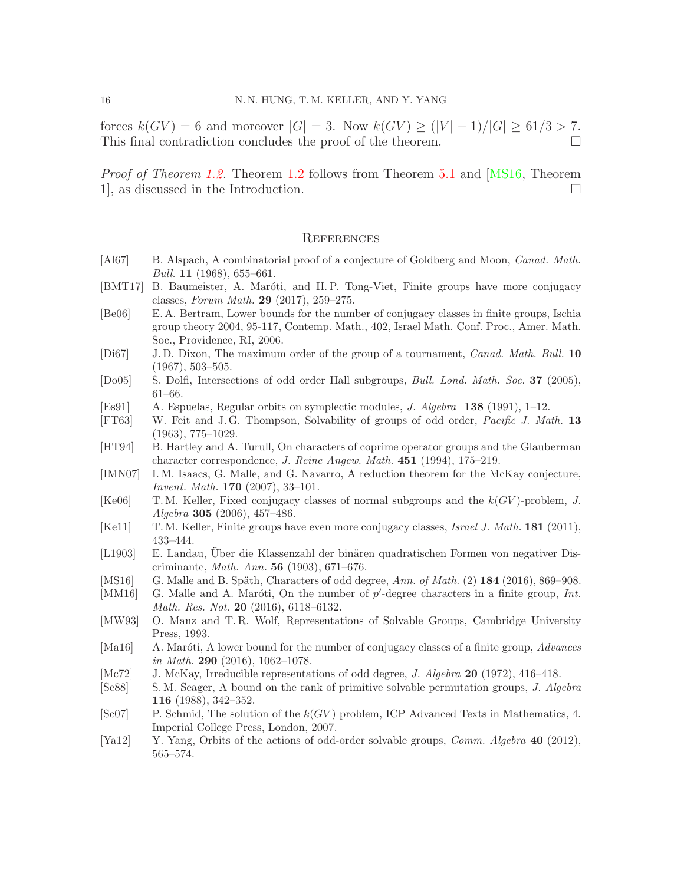forces $k(GV) = 6$ and moreover $|G| = 3$. Now $k(GV) \geq (|V| - 1)/|G| \geq 61/3 > 7$. This final contradiction concludes the proof of the theorem. □

*Proof of Theorem 1.2.* Theorem 1.2 follows from Theorem 5.1 and [MS16, Theorem 1], as discussed in the Introduction. □

## References

- [Al67] B. Alspach, A combinatorial proof of a conjecture of Goldberg and Moon, *Canad. Math. Bull.* **11** (1968), 655–661.
- [BMT17] B. Baumeister, A. Maróti, and H. P. Tong-Viet, Finite groups have more conjugacy classes, *Forum Math.* **29** (2017), 259–275.
- [Be06] E. A. Bertram, Lower bounds for the number of conjugacy classes in finite groups, Ischia group theory 2004, 95-117, Contemp. Math., 402, Israel Math. Conf. Proc., Amer. Math. Soc., Providence, RI, 2006.
- [Di67] J. D. Dixon, The maximum order of the group of a tournament, *Canad. Math. Bull.* **10** (1967), 503–505.
- [Do05] S. Dolfi, Intersections of odd order Hall subgroups, *Bull. Lond. Math. Soc.* **37** (2005), 61–66.
- [Es91] A. Espuelas, Regular orbits on symplectic modules, *J. Algebra* **138** (1991), 1–12.
- [FT63] W. Feit and J. G. Thompson, Solvability of groups of odd order, *Pacific J. Math.* **13** (1963), 775–1029.
- [HT94] B. Hartley and A. Turull, On characters of coprime operator groups and the Glauberman character correspondence, *J. Reine Angew. Math.* **451** (1994), 175–219.
- [IMN07] I. M. Isaacs, G. Malle, and G. Navarro, A reduction theorem for the McKay conjecture, *Invent. Math.* **170** (2007), 33–101.
- [Ke06] T. M. Keller, Fixed conjugacy classes of normal subgroups and the $k(GV)$-problem, *J. Algebra* **305** (2006), 457–486.
- [Ke11] T. M. Keller, Finite groups have even more conjugacy classes, *Israel J. Math.* **181** (2011), 433–444.
- [L1903] E. Landau, Über die Klassenzahl der binären quadratischen Formen von negativer Discriminante, *Math. Ann.* **56** (1903), 671–676.
- [MS16] G. Malle and B. Späth, Characters of odd degree, *Ann. of Math.* (2) **184** (2016), 869–908.
- [MM16] G. Malle and A. Maróti, On the number of $p'$-degree characters in a finite group, *Int. Math. Res. Not.* **20** (2016), 6118–6132.
- [MW93] O. Manz and T. R. Wolf, Representations of Solvable Groups, Cambridge University Press, 1993.
- [Ma16] A. Maróti, A lower bound for the number of conjugacy classes of a finite group, *Advances in Math.* **290** (2016), 1062–1078.
- [Mc72] J. McKay, Irreducible representations of odd degree, *J. Algebra* **20** (1972), 416–418.
- [Se88] S. M. Seager, A bound on the rank of primitive solvable permutation groups, *J. Algebra* **116** (1988), 342–352.
- [Sc07] P. Schmid, The solution of the $k(GV)$ problem, ICP Advanced Texts in Mathematics, 4. Imperial College Press, London, 2007.
- [Ya12] Y. Yang, Orbits of the actions of odd-order solvable groups, *Comm. Algebra* **40** (2012), 565–574.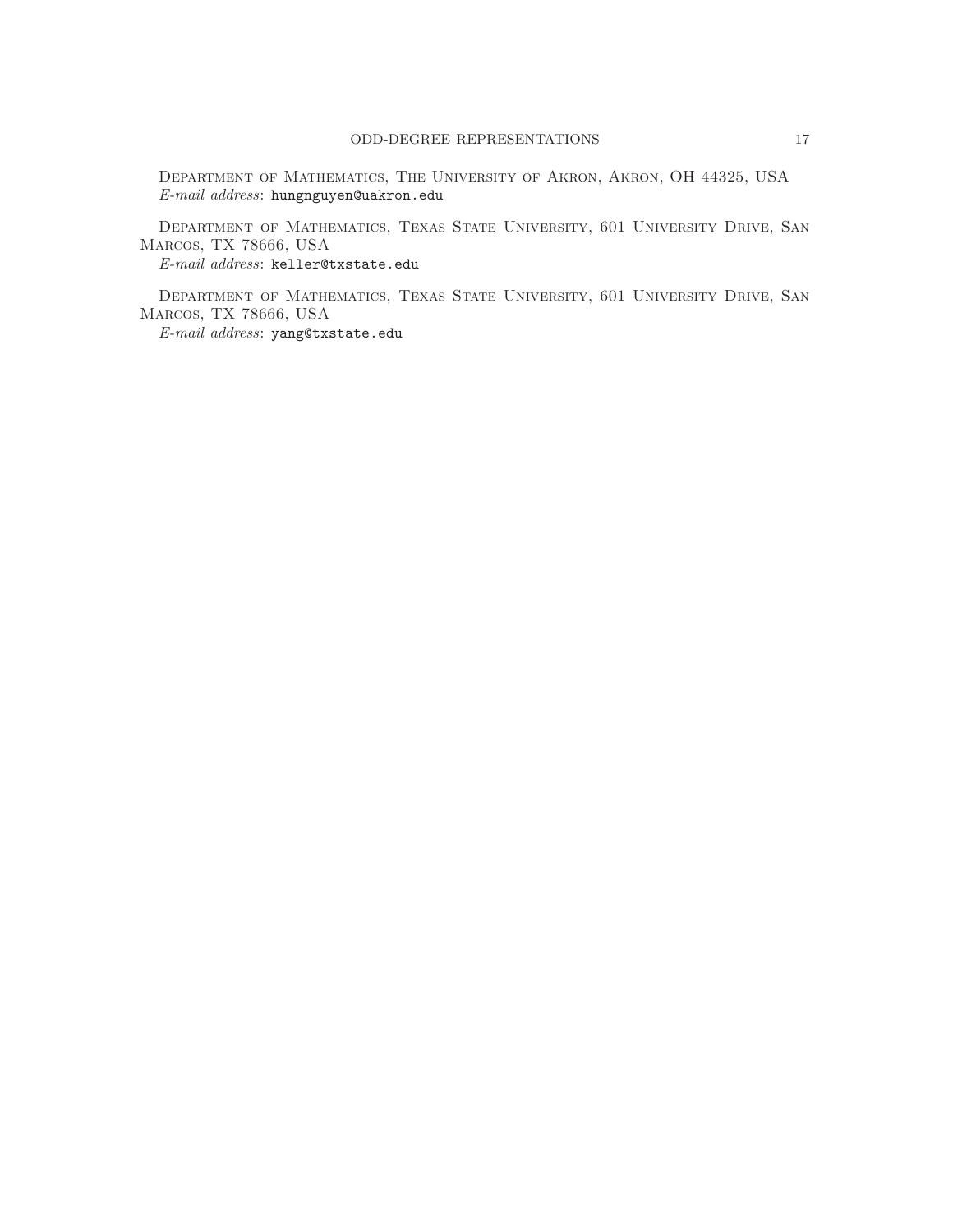Department of Mathematics, The University of Akron, Akron, OH 44325, USA
*E-mail address*: hungnguyen@uakron.edu

Department of Mathematics, Texas State University, 601 University Drive, San Marcos, TX 78666, USA
*E-mail address*: keller@txstate.edu

Department of Mathematics, Texas State University, 601 University Drive, San Marcos, TX 78666, USA
*E-mail address*: yang@txstate.edu